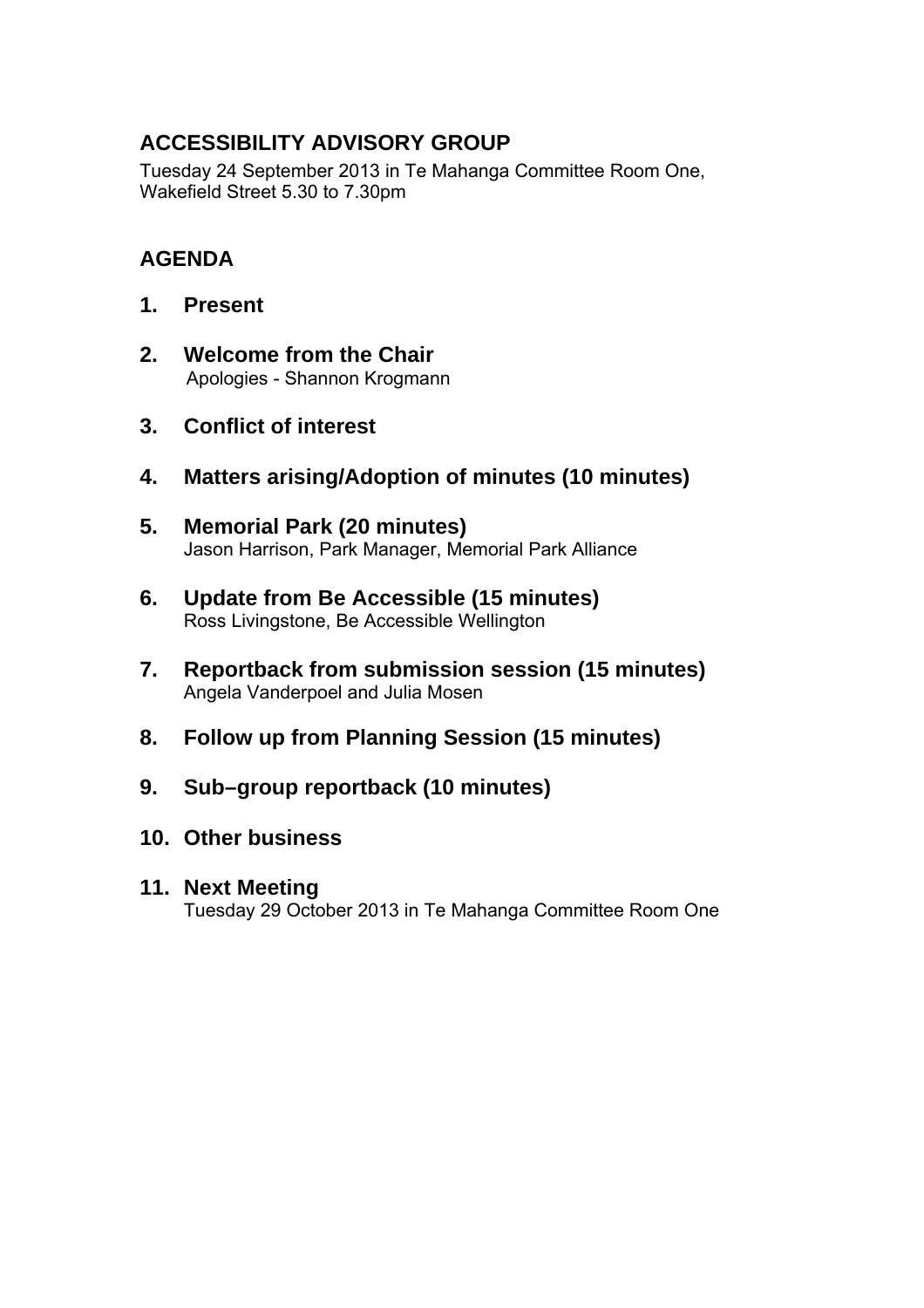# ACCESSIBILITY ADVISORY GROUP

Tuesday 24 September 2013 in Te Mahanga Committee Room One, Wakefield Street 5.30 to 7.30pm

## AGENDA

1. **Present**

2. **Welcome from the Chair**
   Apologies - Shannon Krogmann

3. **Conflict of interest**

4. **Matters arising/Adoption of minutes (10 minutes)**

5. **Memorial Park (20 minutes)**
   Jason Harrison, Park Manager, Memorial Park Alliance

6. **Update from Be Accessible (15 minutes)**
   Ross Livingstone, Be Accessible Wellington

7. **Reportback from submission session (15 minutes)**
   Angela Vanderpoel and Julia Mosen

8. **Follow up from Planning Session (15 minutes)**

9. **Sub–group reportback (10 minutes)**

10. **Other business**

11. **Next Meeting**
    Tuesday 29 October 2013 in Te Mahanga Committee Room One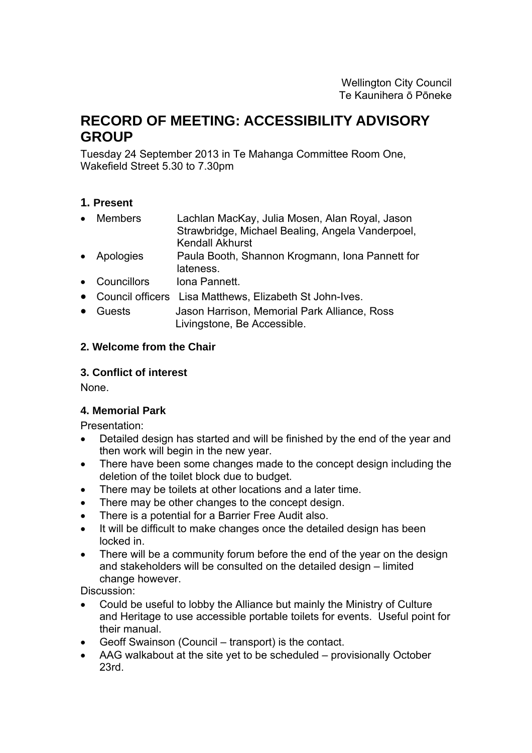Wellington City Council
Te Kaunihera ō Pōneke

# RECORD OF MEETING: ACCESSIBILITY ADVISORY GROUP

Tuesday 24 September 2013 in Te Mahanga Committee Room One, Wakefield Street 5.30 to 7.30pm

### 1. Present

- Members — Lachlan MacKay, Julia Mosen, Alan Royal, Jason Strawbridge, Michael Bealing, Angela Vanderpoel, Kendall Akhurst
- Apologies — Paula Booth, Shannon Krogmann, Iona Pannett for lateness.
- Councillors — Iona Pannett.
- Council officers — Lisa Matthews, Elizabeth St John-Ives.
- Guests — Jason Harrison, Memorial Park Alliance, Ross Livingstone, Be Accessible.

### 2. Welcome from the Chair

### 3. Conflict of interest

None.

### 4. Memorial Park

Presentation:

- Detailed design has started and will be finished by the end of the year and then work will begin in the new year.
- There have been some changes made to the concept design including the deletion of the toilet block due to budget.
- There may be toilets at other locations and a later time.
- There may be other changes to the concept design.
- There is a potential for a Barrier Free Audit also.
- It will be difficult to make changes once the detailed design has been locked in.
- There will be a community forum before the end of the year on the design and stakeholders will be consulted on the detailed design – limited change however.

Discussion:

- Could be useful to lobby the Alliance but mainly the Ministry of Culture and Heritage to use accessible portable toilets for events. Useful point for their manual.
- Geoff Swainson (Council – transport) is the contact.
- AAG walkabout at the site yet to be scheduled – provisionally October 23rd.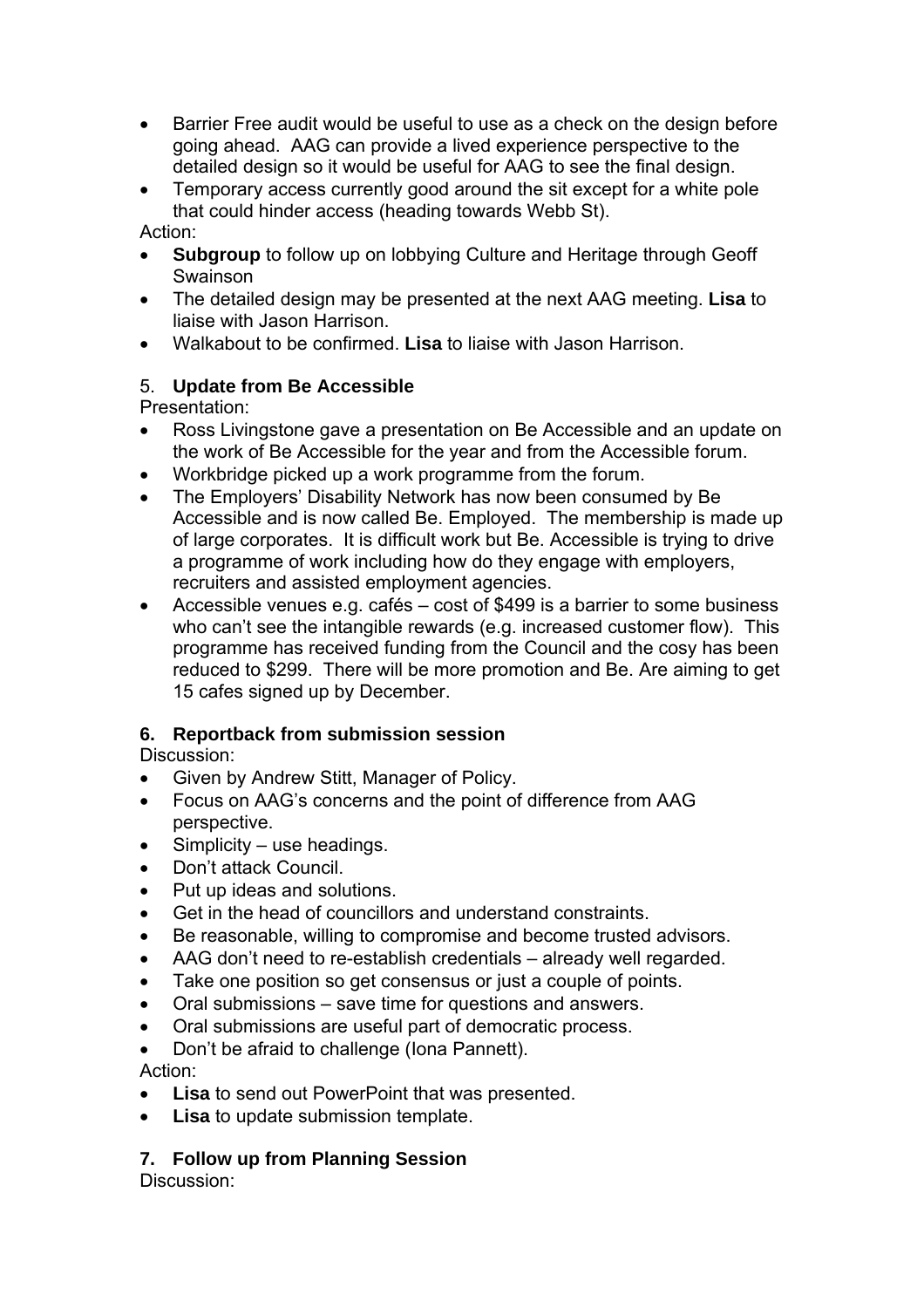- Barrier Free audit would be useful to use as a check on the design before going ahead. AAG can provide a lived experience perspective to the detailed design so it would be useful for AAG to see the final design.
- Temporary access currently good around the sit except for a white pole that could hinder access (heading towards Webb St).

Action:

- **Subgroup** to follow up on lobbying Culture and Heritage through Geoff Swainson
- The detailed design may be presented at the next AAG meeting. **Lisa** to liaise with Jason Harrison.
- Walkabout to be confirmed. **Lisa** to liaise with Jason Harrison.

5. **Update from Be Accessible**

Presentation:

- Ross Livingstone gave a presentation on Be Accessible and an update on the work of Be Accessible for the year and from the Accessible forum.
- Workbridge picked up a work programme from the forum.
- The Employers' Disability Network has now been consumed by Be Accessible and is now called Be. Employed. The membership is made up of large corporates. It is difficult work but Be. Accessible is trying to drive a programme of work including how do they engage with employers, recruiters and assisted employment agencies.
- Accessible venues e.g. cafés – cost of $499 is a barrier to some business who can't see the intangible rewards (e.g. increased customer flow). This programme has received funding from the Council and the cosy has been reduced to $299. There will be more promotion and Be. Are aiming to get 15 cafes signed up by December.

**6. Reportback from submission session**

Discussion:

- Given by Andrew Stitt, Manager of Policy.
- Focus on AAG's concerns and the point of difference from AAG perspective.
- Simplicity – use headings.
- Don't attack Council.
- Put up ideas and solutions.
- Get in the head of councillors and understand constraints.
- Be reasonable, willing to compromise and become trusted advisors.
- AAG don't need to re-establish credentials – already well regarded.
- Take one position so get consensus or just a couple of points.
- Oral submissions – save time for questions and answers.
- Oral submissions are useful part of democratic process.
- Don't be afraid to challenge (Iona Pannett).

Action:

- **Lisa** to send out PowerPoint that was presented.
- **Lisa** to update submission template.

**7. Follow up from Planning Session**

Discussion: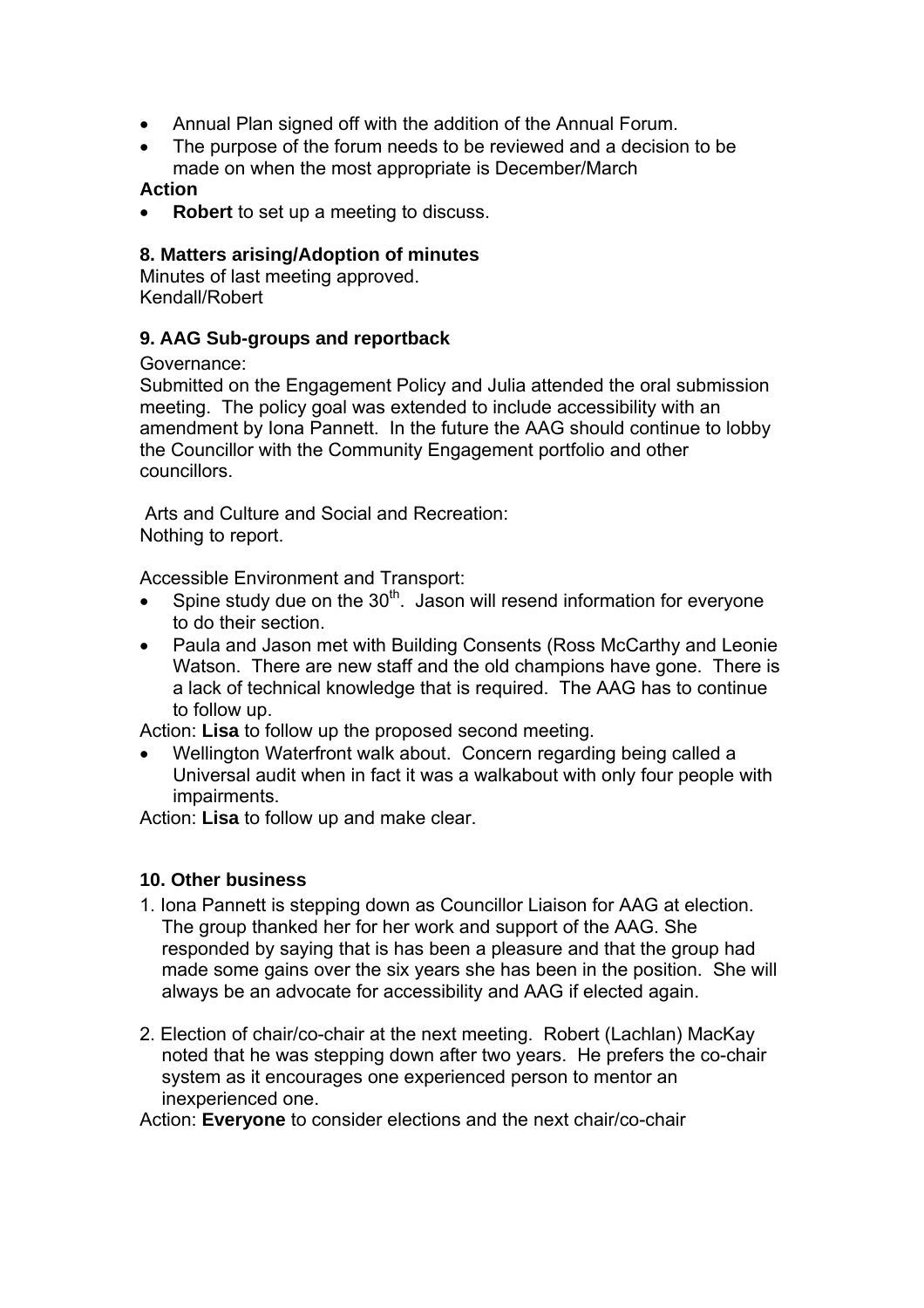- Annual Plan signed off with the addition of the Annual Forum.
- The purpose of the forum needs to be reviewed and a decision to be made on when the most appropriate is December/March

**Action**

- **Robert** to set up a meeting to discuss.

### 8. Matters arising/Adoption of minutes

Minutes of last meeting approved.
Kendall/Robert

### 9. AAG Sub-groups and reportback

Governance:
Submitted on the Engagement Policy and Julia attended the oral submission meeting. The policy goal was extended to include accessibility with an amendment by Iona Pannett. In the future the AAG should continue to lobby the Councillor with the Community Engagement portfolio and other councillors.

Arts and Culture and Social and Recreation:
Nothing to report.

Accessible Environment and Transport:

- Spine study due on the 30th. Jason will resend information for everyone to do their section.
- Paula and Jason met with Building Consents (Ross McCarthy and Leonie Watson. There are new staff and the old champions have gone. There is a lack of technical knowledge that is required. The AAG has to continue to follow up.

Action: **Lisa** to follow up the proposed second meeting.

- Wellington Waterfront walk about. Concern regarding being called a Universal audit when in fact it was a walkabout with only four people with impairments.

Action: **Lisa** to follow up and make clear.

### 10. Other business

1. Iona Pannett is stepping down as Councillor Liaison for AAG at election. The group thanked her for her work and support of the AAG. She responded by saying that is has been a pleasure and that the group had made some gains over the six years she has been in the position. She will always be an advocate for accessibility and AAG if elected again.

2. Election of chair/co-chair at the next meeting. Robert (Lachlan) MacKay noted that he was stepping down after two years. He prefers the co-chair system as it encourages one experienced person to mentor an inexperienced one.

Action: **Everyone** to consider elections and the next chair/co-chair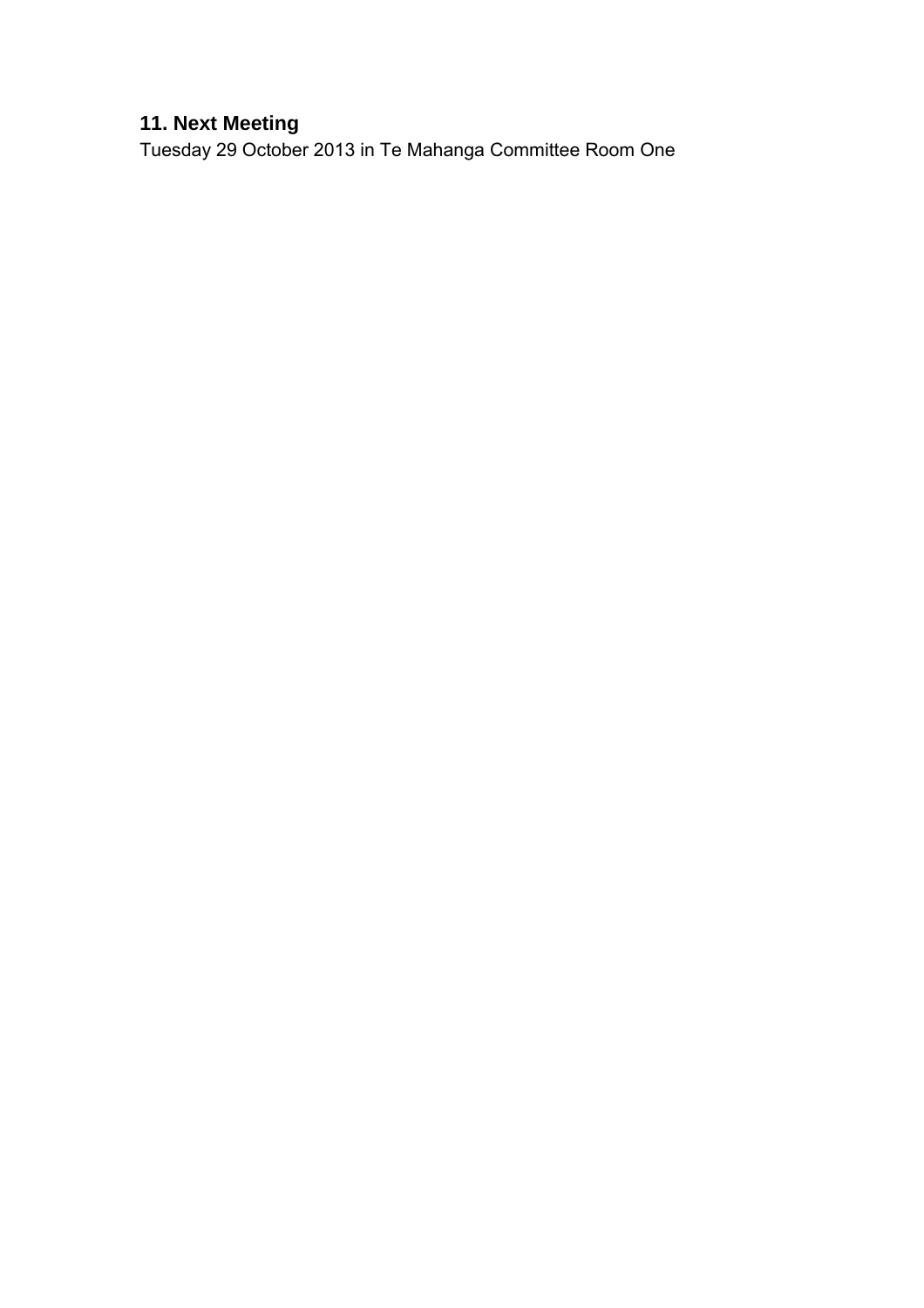## 11. Next Meeting

Tuesday 29 October 2013 in Te Mahanga Committee Room One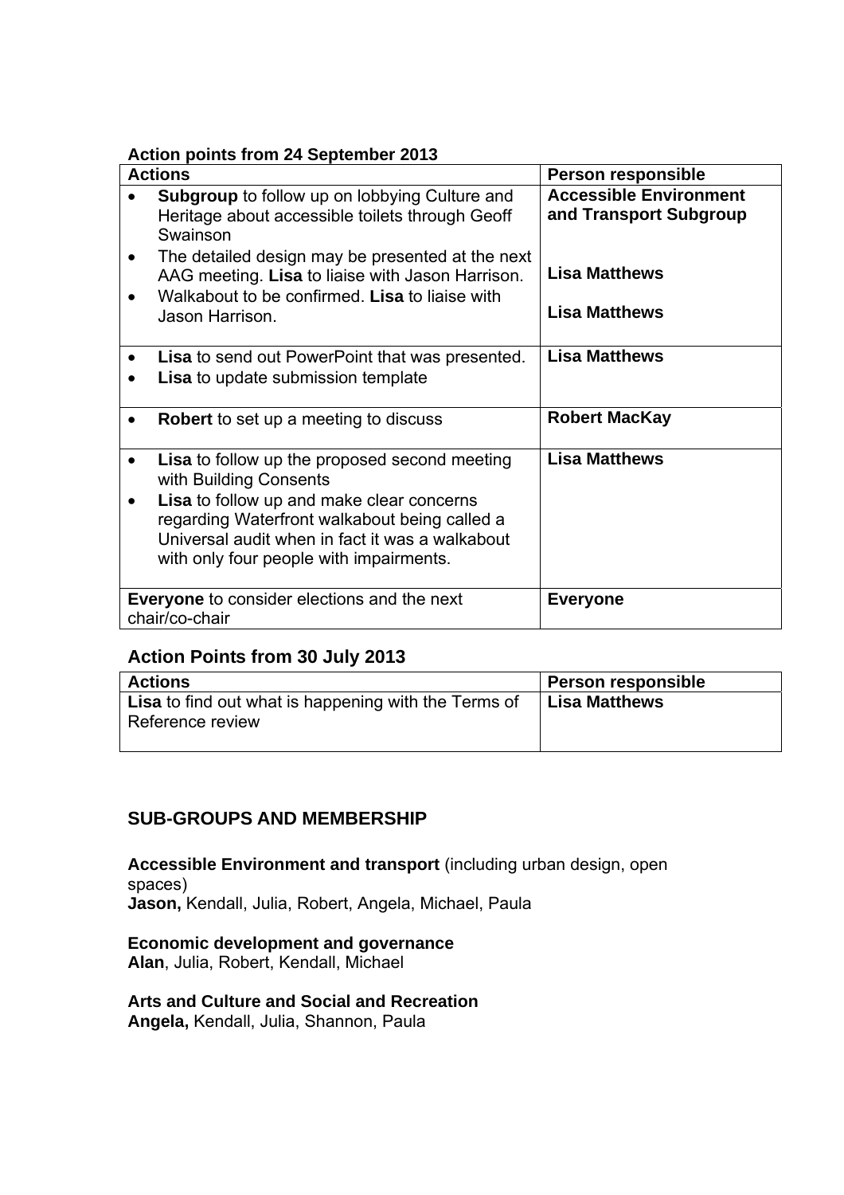**Action points from 24 September 2013**

| Actions | Person responsible |
|---|---|
| • **Subgroup** to follow up on lobbying Culture and Heritage about accessible toilets through Geoff Swainson<br>• The detailed design may be presented at the next AAG meeting. **Lisa** to liaise with Jason Harrison.<br>• Walkabout to be confirmed. **Lisa** to liaise with Jason Harrison. | **Accessible Environment and Transport Subgroup**<br><br>**Lisa Matthews**<br><br>**Lisa Matthews** |
| • **Lisa** to send out PowerPoint that was presented.<br>• **Lisa** to update submission template | **Lisa Matthews** |
| • **Robert** to set up a meeting to discuss | **Robert MacKay** |
| • **Lisa** to follow up the proposed second meeting with Building Consents<br>• **Lisa** to follow up and make clear concerns regarding Waterfront walkabout being called a Universal audit when in fact it was a walkabout with only four people with impairments. | **Lisa Matthews** |
| **Everyone** to consider elections and the next chair/co-chair | **Everyone** |

## Action Points from 30 July 2013

| Actions | Person responsible |
|---|---|
| **Lisa** to find out what is happening with the Terms of Reference review | **Lisa Matthews** |

## SUB-GROUPS AND MEMBERSHIP

**Accessible Environment and transport** (including urban design, open spaces)
**Jason,** Kendall, Julia, Robert, Angela, Michael, Paula

**Economic development and governance**
**Alan**, Julia, Robert, Kendall, Michael

**Arts and Culture and Social and Recreation**
**Angela,** Kendall, Julia, Shannon, Paula